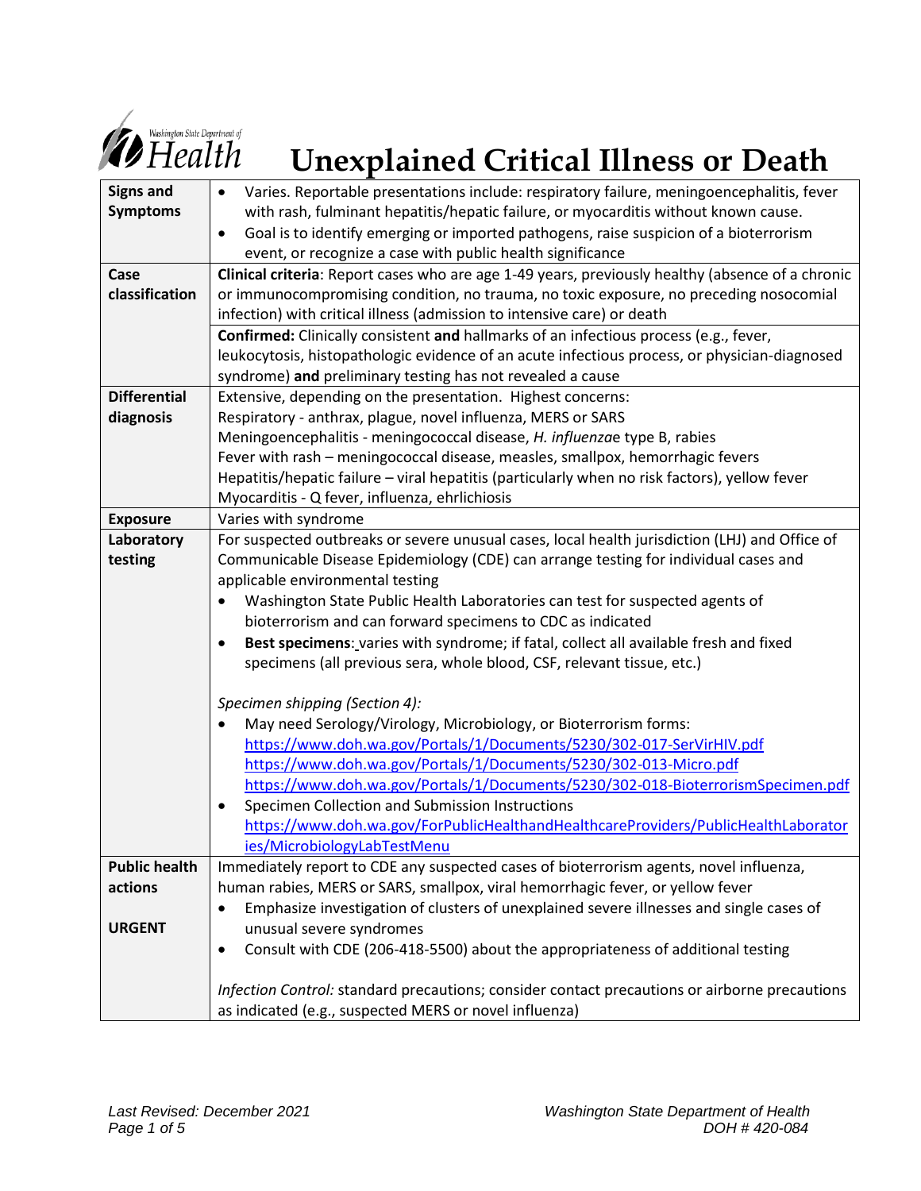# Unexplained Critical Illness or Death

| | |
|---|---|
| **Signs and Symptoms** | • Varies. Reportable presentations include: respiratory failure, meningoencephalitis, fever with rash, fulminant hepatitis/hepatic failure, or myocarditis without known cause.<br>• Goal is to identify emerging or imported pathogens, raise suspicion of a bioterrorism event, or recognize a case with public health significance |
| **Case classification** | **Clinical criteria**: Report cases who are age 1-49 years, previously healthy (absence of a chronic or immunocompromising condition, no trauma, no toxic exposure, no preceding nosocomial infection) with critical illness (admission to intensive care) or death<br><br>**Confirmed:** Clinically consistent **and** hallmarks of an infectious process (e.g., fever, leukocytosis, histopathologic evidence of an acute infectious process, or physician-diagnosed syndrome) **and** preliminary testing has not revealed a cause |
| **Differential diagnosis** | Extensive, depending on the presentation. Highest concerns:<br>Respiratory - anthrax, plague, novel influenza, MERS or SARS<br>Meningoencephalitis - meningococcal disease, *H. influenzae* type B, rabies<br>Fever with rash – meningococcal disease, measles, smallpox, hemorrhagic fevers<br>Hepatitis/hepatic failure – viral hepatitis (particularly when no risk factors), yellow fever<br>Myocarditis - Q fever, influenza, ehrlichiosis |
| **Exposure** | Varies with syndrome |
| **Laboratory testing** | For suspected outbreaks or severe unusual cases, local health jurisdiction (LHJ) and Office of Communicable Disease Epidemiology (CDE) can arrange testing for individual cases and applicable environmental testing<br>• Washington State Public Health Laboratories can test for suspected agents of bioterrorism and can forward specimens to CDC as indicated<br>• **Best specimens**: varies with syndrome; if fatal, collect all available fresh and fixed specimens (all previous sera, whole blood, CSF, relevant tissue, etc.)<br><br>*Specimen shipping (Section 4):*<br>• May need Serology/Virology, Microbiology, or Bioterrorism forms:<br>https://www.doh.wa.gov/Portals/1/Documents/5230/302-017-SerVirHIV.pdf<br>https://www.doh.wa.gov/Portals/1/Documents/5230/302-013-Micro.pdf<br>https://www.doh.wa.gov/Portals/1/Documents/5230/302-018-BioterrorismSpecimen.pdf<br>• Specimen Collection and Submission Instructions<br>https://www.doh.wa.gov/ForPublicHealthandHealthcareProviders/PublicHealthLaboratories/MicrobiologyLabTestMenu |
| **Public health actions**<br><br>**URGENT** | Immediately report to CDE any suspected cases of bioterrorism agents, novel influenza, human rabies, MERS or SARS, smallpox, viral hemorrhagic fever, or yellow fever<br>• Emphasize investigation of clusters of unexplained severe illnesses and single cases of unusual severe syndromes<br>• Consult with CDE (206-418-5500) about the appropriateness of additional testing<br><br>*Infection Control:* standard precautions; consider contact precautions or airborne precautions as indicated (e.g., suspected MERS or novel influenza) |

Last Revised: December 2021

Washington State Department of Health
DOH # 420-084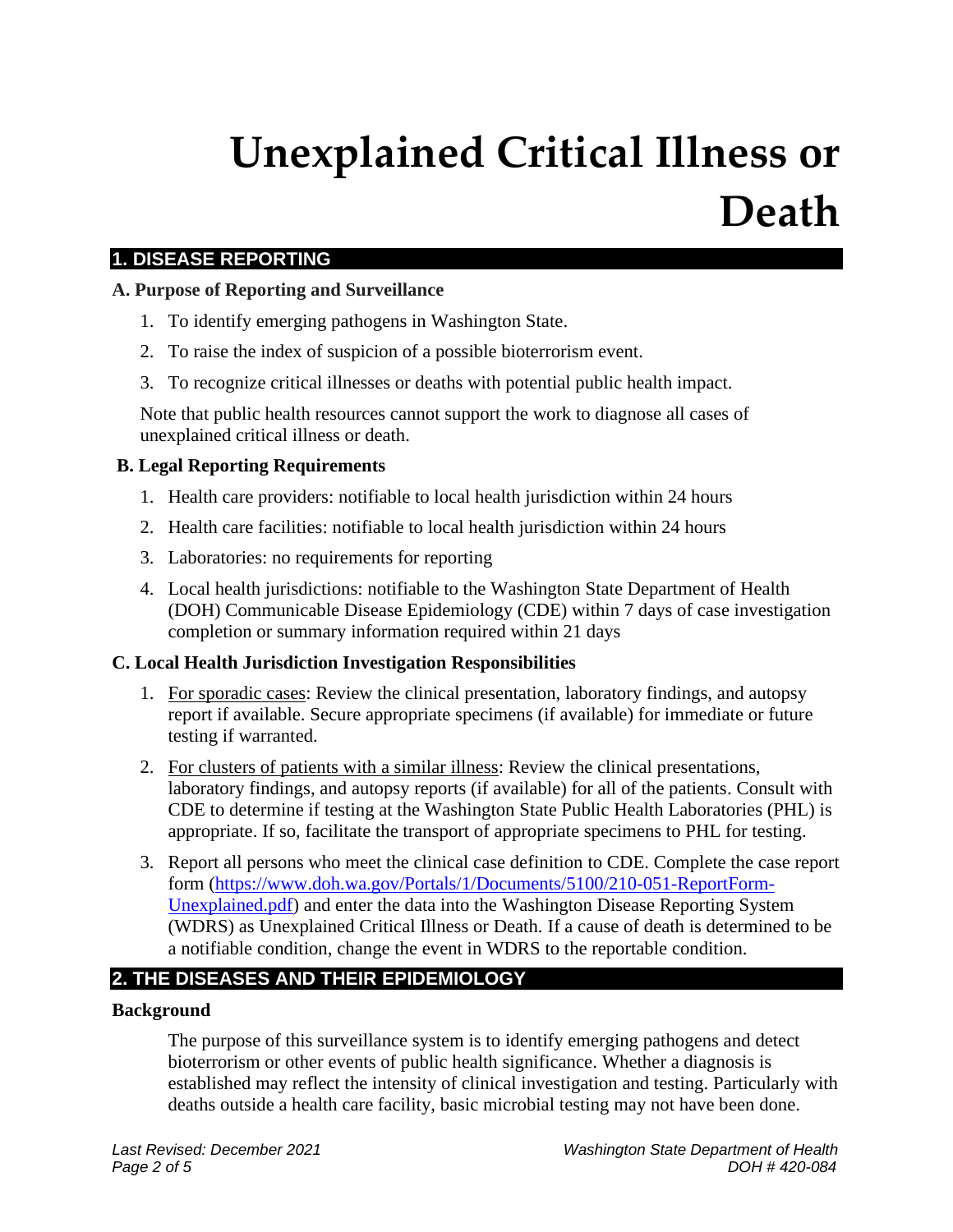# Unexplained Critical Illness or Death

## 1. DISEASE REPORTING

### A. Purpose of Reporting and Surveillance

1. To identify emerging pathogens in Washington State.
2. To raise the index of suspicion of a possible bioterrorism event.
3. To recognize critical illnesses or deaths with potential public health impact.

Note that public health resources cannot support the work to diagnose all cases of unexplained critical illness or death.

### B. Legal Reporting Requirements

1. Health care providers: notifiable to local health jurisdiction within 24 hours
2. Health care facilities: notifiable to local health jurisdiction within 24 hours
3. Laboratories: no requirements for reporting
4. Local health jurisdictions: notifiable to the Washington State Department of Health (DOH) Communicable Disease Epidemiology (CDE) within 7 days of case investigation completion or summary information required within 21 days

### C. Local Health Jurisdiction Investigation Responsibilities

1. For sporadic cases: Review the clinical presentation, laboratory findings, and autopsy report if available. Secure appropriate specimens (if available) for immediate or future testing if warranted.
2. For clusters of patients with a similar illness: Review the clinical presentations, laboratory findings, and autopsy reports (if available) for all of the patients. Consult with CDE to determine if testing at the Washington State Public Health Laboratories (PHL) is appropriate. If so, facilitate the transport of appropriate specimens to PHL for testing.
3. Report all persons who meet the clinical case definition to CDE. Complete the case report form ([https://www.doh.wa.gov/Portals/1/Documents/5100/210-051-ReportForm-Unexplained.pdf](https://www.doh.wa.gov/Portals/1/Documents/5100/210-051-ReportForm-Unexplained.pdf)) and enter the data into the Washington Disease Reporting System (WDRS) as Unexplained Critical Illness or Death. If a cause of death is determined to be a notifiable condition, change the event in WDRS to the reportable condition.

## 2. THE DISEASES AND THEIR EPIDEMIOLOGY

### Background

The purpose of this surveillance system is to identify emerging pathogens and detect bioterrorism or other events of public health significance. Whether a diagnosis is established may reflect the intensity of clinical investigation and testing. Particularly with deaths outside a health care facility, basic microbial testing may not have been done.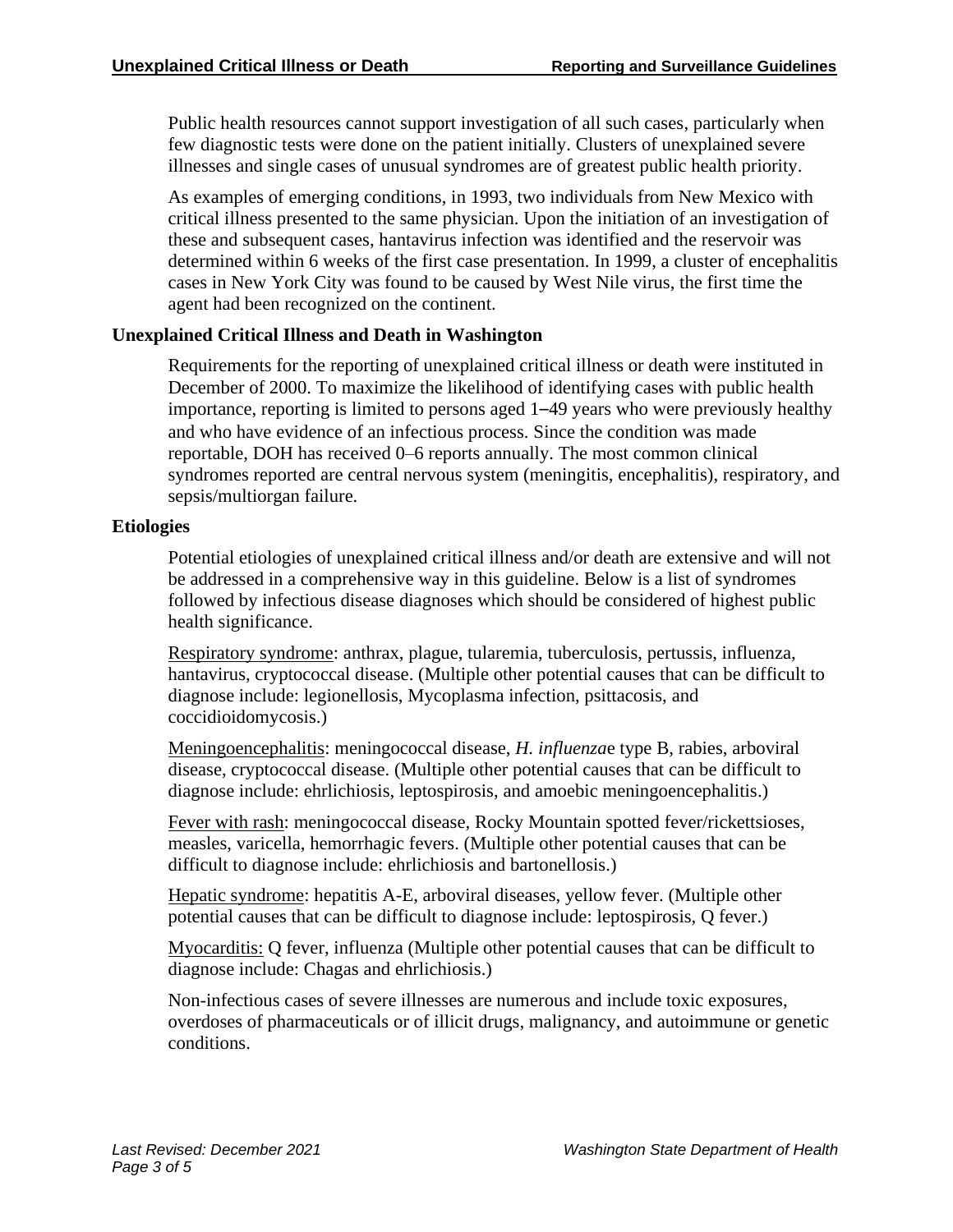Public health resources cannot support investigation of all such cases, particularly when few diagnostic tests were done on the patient initially. Clusters of unexplained severe illnesses and single cases of unusual syndromes are of greatest public health priority.

As examples of emerging conditions, in 1993, two individuals from New Mexico with critical illness presented to the same physician. Upon the initiation of an investigation of these and subsequent cases, hantavirus infection was identified and the reservoir was determined within 6 weeks of the first case presentation. In 1999, a cluster of encephalitis cases in New York City was found to be caused by West Nile virus, the first time the agent had been recognized on the continent.

### Unexplained Critical Illness and Death in Washington

Requirements for the reporting of unexplained critical illness or death were instituted in December of 2000. To maximize the likelihood of identifying cases with public health importance, reporting is limited to persons aged 1–49 years who were previously healthy and who have evidence of an infectious process. Since the condition was made reportable, DOH has received 0–6 reports annually. The most common clinical syndromes reported are central nervous system (meningitis, encephalitis), respiratory, and sepsis/multiorgan failure.

### Etiologies

Potential etiologies of unexplained critical illness and/or death are extensive and will not be addressed in a comprehensive way in this guideline. Below is a list of syndromes followed by infectious disease diagnoses which should be considered of highest public health significance.

Respiratory syndrome: anthrax, plague, tularemia, tuberculosis, pertussis, influenza, hantavirus, cryptococcal disease. (Multiple other potential causes that can be difficult to diagnose include: legionellosis, Mycoplasma infection, psittacosis, and coccidioidomycosis.)

Meningoencephalitis: meningococcal disease, *H. influenzae* type B, rabies, arboviral disease, cryptococcal disease. (Multiple other potential causes that can be difficult to diagnose include: ehrlichiosis, leptospirosis, and amoebic meningoencephalitis.)

Fever with rash: meningococcal disease, Rocky Mountain spotted fever/rickettsioses, measles, varicella, hemorrhagic fevers. (Multiple other potential causes that can be difficult to diagnose include: ehrlichiosis and bartonellosis.)

Hepatic syndrome: hepatitis A-E, arboviral diseases, yellow fever. (Multiple other potential causes that can be difficult to diagnose include: leptospirosis, Q fever.)

Myocarditis: Q fever, influenza (Multiple other potential causes that can be difficult to diagnose include: Chagas and ehrlichiosis.)

Non-infectious cases of severe illnesses are numerous and include toxic exposures, overdoses of pharmaceuticals or of illicit drugs, malignancy, and autoimmune or genetic conditions.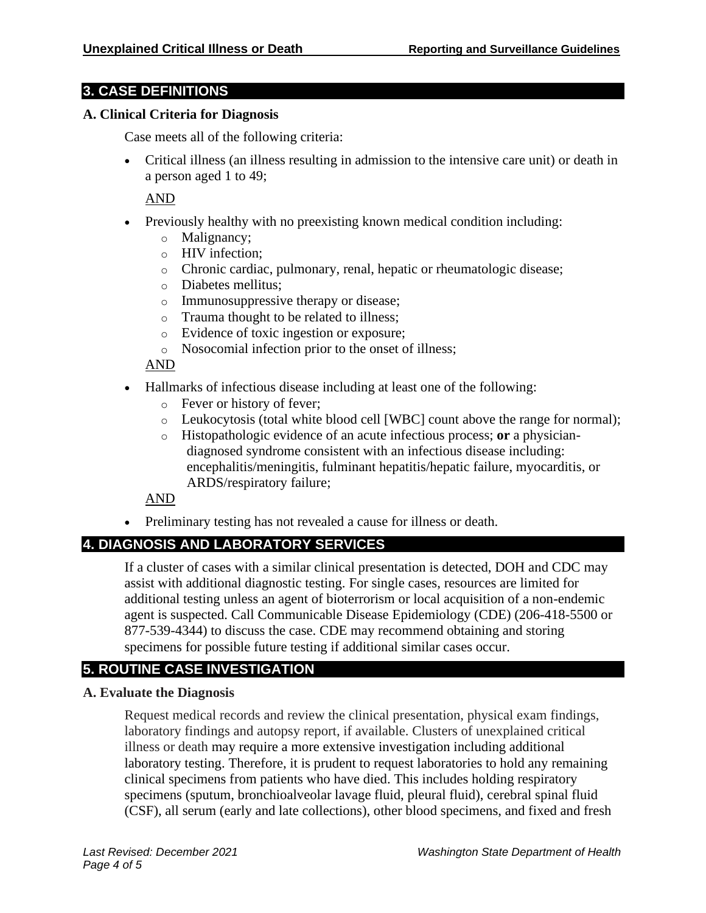## 3. CASE DEFINITIONS

### A. Clinical Criteria for Diagnosis

Case meets all of the following criteria:

- Critical illness (an illness resulting in admission to the intensive care unit) or death in a person aged 1 to 49;

  AND

- Previously healthy with no preexisting known medical condition including:
  - Malignancy;
  - HIV infection;
  - Chronic cardiac, pulmonary, renal, hepatic or rheumatologic disease;
  - Diabetes mellitus;
  - Immunosuppressive therapy or disease;
  - Trauma thought to be related to illness;
  - Evidence of toxic ingestion or exposure;
  - Nosocomial infection prior to the onset of illness;

  AND

- Hallmarks of infectious disease including at least one of the following:
  - Fever or history of fever;
  - Leukocytosis (total white blood cell [WBC] count above the range for normal);
  - Histopathologic evidence of an acute infectious process; **or** a physician-diagnosed syndrome consistent with an infectious disease including: encephalitis/meningitis, fulminant hepatitis/hepatic failure, myocarditis, or ARDS/respiratory failure;

  AND

- Preliminary testing has not revealed a cause for illness or death.

## 4. DIAGNOSIS AND LABORATORY SERVICES

If a cluster of cases with a similar clinical presentation is detected, DOH and CDC may assist with additional diagnostic testing. For single cases, resources are limited for additional testing unless an agent of bioterrorism or local acquisition of a non-endemic agent is suspected. Call Communicable Disease Epidemiology (CDE) (206-418-5500 or 877-539-4344) to discuss the case. CDE may recommend obtaining and storing specimens for possible future testing if additional similar cases occur.

## 5. ROUTINE CASE INVESTIGATION

### A. Evaluate the Diagnosis

Request medical records and review the clinical presentation, physical exam findings, laboratory findings and autopsy report, if available. Clusters of unexplained critical illness or death may require a more extensive investigation including additional laboratory testing. Therefore, it is prudent to request laboratories to hold any remaining clinical specimens from patients who have died. This includes holding respiratory specimens (sputum, bronchioalveolar lavage fluid, pleural fluid), cerebral spinal fluid (CSF), all serum (early and late collections), other blood specimens, and fixed and fresh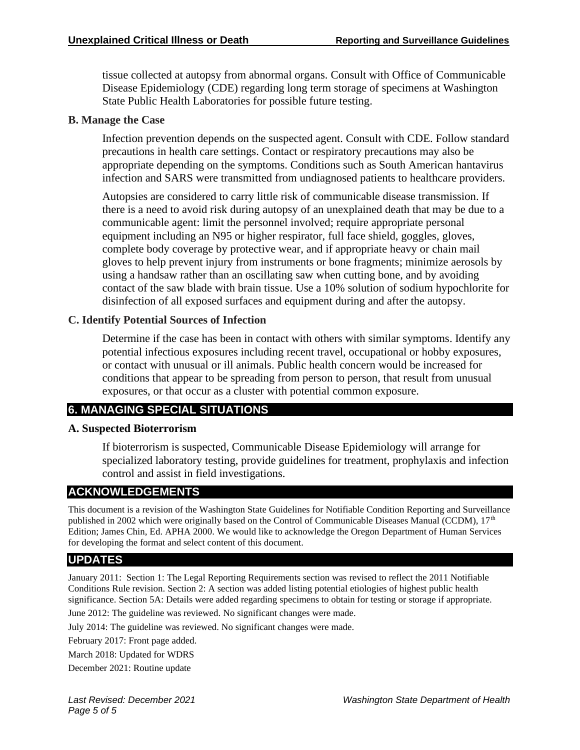tissue collected at autopsy from abnormal organs. Consult with Office of Communicable Disease Epidemiology (CDE) regarding long term storage of specimens at Washington State Public Health Laboratories for possible future testing.

### B. Manage the Case

Infection prevention depends on the suspected agent. Consult with CDE. Follow standard precautions in health care settings. Contact or respiratory precautions may also be appropriate depending on the symptoms. Conditions such as South American hantavirus infection and SARS were transmitted from undiagnosed patients to healthcare providers.

Autopsies are considered to carry little risk of communicable disease transmission. If there is a need to avoid risk during autopsy of an unexplained death that may be due to a communicable agent: limit the personnel involved; require appropriate personal equipment including an N95 or higher respirator, full face shield, goggles, gloves, complete body coverage by protective wear, and if appropriate heavy or chain mail gloves to help prevent injury from instruments or bone fragments; minimize aerosols by using a handsaw rather than an oscillating saw when cutting bone, and by avoiding contact of the saw blade with brain tissue. Use a 10% solution of sodium hypochlorite for disinfection of all exposed surfaces and equipment during and after the autopsy.

### C. Identify Potential Sources of Infection

Determine if the case has been in contact with others with similar symptoms. Identify any potential infectious exposures including recent travel, occupational or hobby exposures, or contact with unusual or ill animals. Public health concern would be increased for conditions that appear to be spreading from person to person, that result from unusual exposures, or that occur as a cluster with potential common exposure.

## 6. MANAGING SPECIAL SITUATIONS

### A. Suspected Bioterrorism

If bioterrorism is suspected, Communicable Disease Epidemiology will arrange for specialized laboratory testing, provide guidelines for treatment, prophylaxis and infection control and assist in field investigations.

## ACKNOWLEDGEMENTS

This document is a revision of the Washington State Guidelines for Notifiable Condition Reporting and Surveillance published in 2002 which were originally based on the Control of Communicable Diseases Manual (CCDM), 17th Edition; James Chin, Ed. APHA 2000. We would like to acknowledge the Oregon Department of Human Services for developing the format and select content of this document.

## UPDATES

January 2011: Section 1: The Legal Reporting Requirements section was revised to reflect the 2011 Notifiable Conditions Rule revision. Section 2: A section was added listing potential etiologies of highest public health significance. Section 5A: Details were added regarding specimens to obtain for testing or storage if appropriate.

June 2012: The guideline was reviewed. No significant changes were made.

July 2014: The guideline was reviewed. No significant changes were made.

February 2017: Front page added.

March 2018: Updated for WDRS

December 2021: Routine update